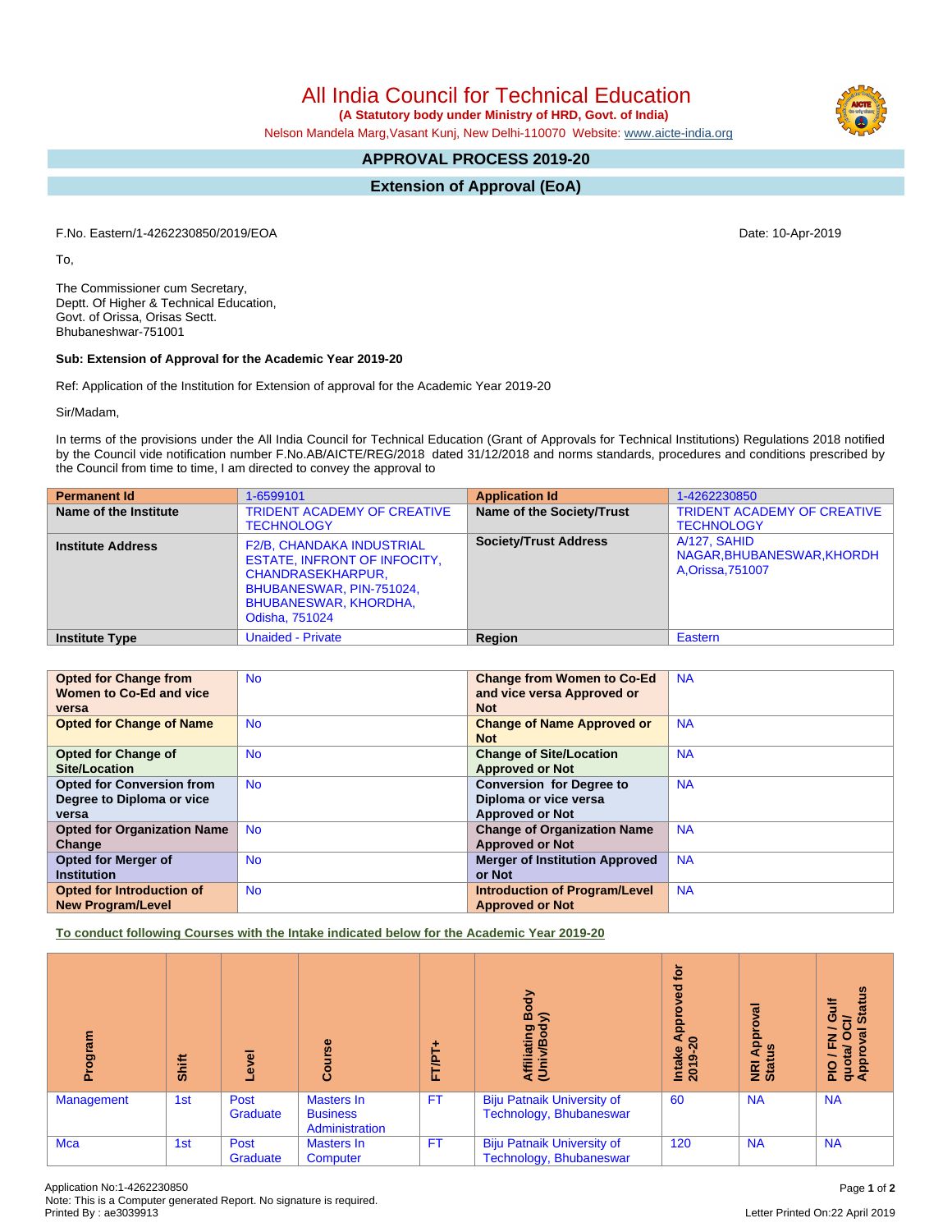# All India Council for Technical Education

**(A Statutory body under Ministry of HRD, Govt. of India)**

Nelson Mandela Marg,Vasant Kunj, New Delhi-110070 Website: www.aicte-india.org

## APPROVAL PROCESS 2019-20

## Extension of Approval (EoA)

F.No. Eastern/1-4262230850/2019/EOA

Date: 10-Apr-2019

To,

The Commissioner cum Secretary,
Deptt. Of Higher & Technical Education,
Govt. of Orissa, Orisas Sectt.
Bhubaneshwar-751001

**Sub: Extension of Approval for the Academic Year 2019-20**

Ref: Application of the Institution for Extension of approval for the Academic Year 2019-20

Sir/Madam,

In terms of the provisions under the All India Council for Technical Education (Grant of Approvals for Technical Institutions) Regulations 2018 notified by the Council vide notification number F.No.AB/AICTE/REG/2018 dated 31/12/2018 and norms standards, procedures and conditions prescribed by the Council from time to time, I am directed to convey the approval to

| Permanent Id | 1-6599101 | Application Id | 1-4262230850 |
|---|---|---|---|
| Name of the Institute | TRIDENT ACADEMY OF CREATIVE TECHNOLOGY | Name of the Society/Trust | TRIDENT ACADEMY OF CREATIVE TECHNOLOGY |
| Institute Address | F2/B, CHANDAKA INDUSTRIAL ESTATE, INFRONT OF INFOCITY, CHANDRASEKHARPUR, BHUBANESWAR, PIN-751024, BHUBANESWAR, KHORDHA, Odisha, 751024 | Society/Trust Address | A/127, SAHID NAGAR,BHUBANESWAR,KHORDHA,Orissa,751007 |
| Institute Type | Unaided - Private | Region | Eastern |

| Opted for Change from Women to Co-Ed and vice versa | No | Change from Women to Co-Ed and vice versa Approved or Not | NA |
|---|---|---|---|
| Opted for Change of Name | No | Change of Name Approved or Not | NA |
| Opted for Change of Site/Location | No | Change of Site/Location Approved or Not | NA |
| Opted for Conversion from Degree to Diploma or vice versa | No | Conversion for Degree to Diploma or vice versa Approved or Not | NA |
| Opted for Organization Name Change | No | Change of Organization Name Approved or Not | NA |
| Opted for Merger of Institution | No | Merger of Institution Approved or Not | NA |
| Opted for Introduction of New Program/Level | No | Introduction of Program/Level Approved or Not | NA |

**To conduct following Courses with the Intake indicated below for the Academic Year 2019-20**

| Program | Shift | Level | Course | FT/PT+ | Affiliating Body (Univ/Body) | Intake Approved for 2019-20 | NRI Approval Status | PIO / FN / Gulf quota/ OCI/ Approval Status |
|---|---|---|---|---|---|---|---|---|
| Management | 1st | Post Graduate | Masters In Business Administration | FT | Biju Patnaik University of Technology, Bhubaneswar | 60 | NA | NA |
| Mca | 1st | Post Graduate | Masters In Computer | FT | Biju Patnaik University of Technology, Bhubaneswar | 120 | NA | NA |

Application No:1-4262230850
Note: This is a Computer generated Report. No signature is required.
Printed By : ae3039913

Letter Printed On:22 April 2019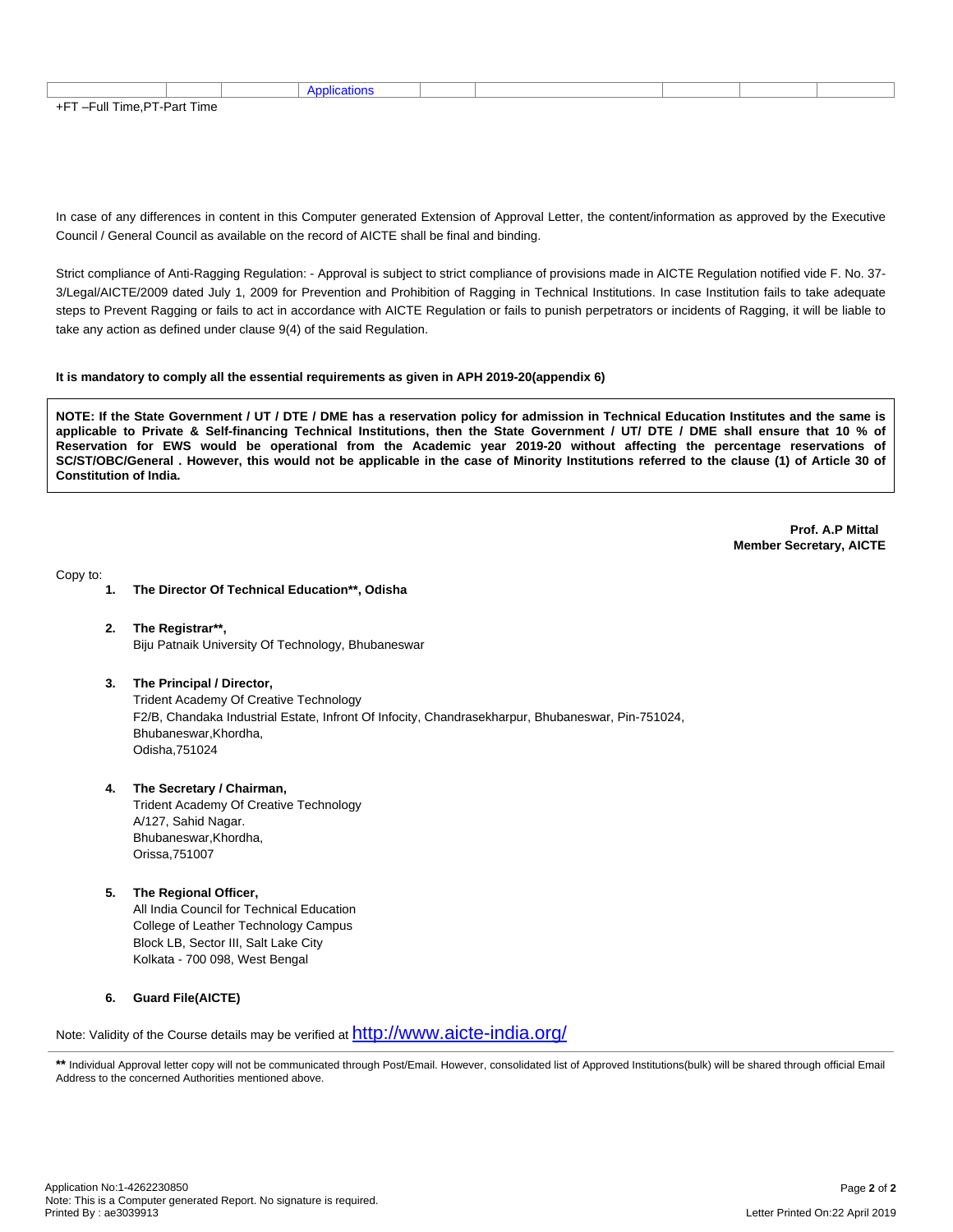| | | | | | | | | |
|---|---|---|---|---|---|---|---|---|
| | | | Applications | | | | | |

+FT –Full Time,PT-Part Time

In case of any differences in content in this Computer generated Extension of Approval Letter, the content/information as approved by the Executive Council / General Council as available on the record of AICTE shall be final and binding.

Strict compliance of Anti-Ragging Regulation: - Approval is subject to strict compliance of provisions made in AICTE Regulation notified vide F. No. 37-3/Legal/AICTE/2009 dated July 1, 2009 for Prevention and Prohibition of Ragging in Technical Institutions. In case Institution fails to take adequate steps to Prevent Ragging or fails to act in accordance with AICTE Regulation or fails to punish perpetrators or incidents of Ragging, it will be liable to take any action as defined under clause 9(4) of the said Regulation.

**It is mandatory to comply all the essential requirements as given in APH 2019-20(appendix 6)**

**NOTE: If the State Government / UT / DTE / DME has a reservation policy for admission in Technical Education Institutes and the same is applicable to Private & Self-financing Technical Institutions, then the State Government / UT/ DTE / DME shall ensure that 10 % of Reservation for EWS would be operational from the Academic year 2019-20 without affecting the percentage reservations of SC/ST/OBC/General . However, this would not be applicable in the case of Minority Institutions referred to the clause (1) of Article 30 of Constitution of India.**

**Prof. A.P Mittal**
**Member Secretary, AICTE**

Copy to:

1. **The Director Of Technical Education**, Odisha**

2. **The Registrar**,**
   Biju Patnaik University Of Technology, Bhubaneswar

3. **The Principal / Director,**
   Trident Academy Of Creative Technology
   F2/B, Chandaka Industrial Estate, Infront Of Infocity, Chandrasekharpur, Bhubaneswar, Pin-751024,
   Bhubaneswar,Khordha,
   Odisha,751024

4. **The Secretary / Chairman,**
   Trident Academy Of Creative Technology
   A/127, Sahid Nagar.
   Bhubaneswar,Khordha,
   Orissa,751007

5. **The Regional Officer,**
   All India Council for Technical Education
   College of Leather Technology Campus
   Block LB, Sector III, Salt Lake City
   Kolkata - 700 098, West Bengal

6. **Guard File(AICTE)**

Note: Validity of the Course details may be verified at http://www.aicte-india.org/

** Individual Approval letter copy will not be communicated through Post/Email. However, consolidated list of Approved Institutions(bulk) will be shared through official Email Address to the concerned Authorities mentioned above.

Application No:1-4262230850
Note: This is a Computer generated Report. No signature is required.
Printed By : ae3039913

Letter Printed On:22 April 2019